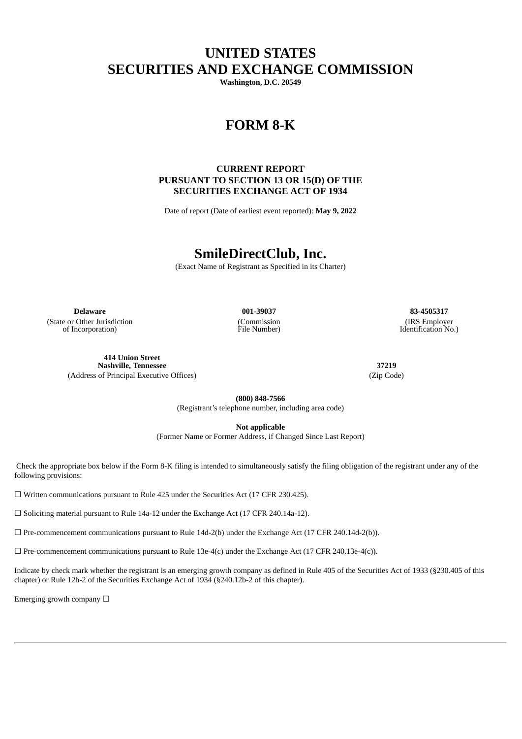# UNITED STATES
# SECURITIES AND EXCHANGE COMMISSION

**Washington, D.C. 20549**

# FORM 8-K

### CURRENT REPORT
### PURSUANT TO SECTION 13 OR 15(D) OF THE
### SECURITIES EXCHANGE ACT OF 1934

Date of report (Date of earliest event reported): **May 9, 2022**

# SmileDirectClub, Inc.

(Exact Name of Registrant as Specified in its Charter)

| **Delaware** | **001-39037** | **83-4505317** |
|---|---|---|
| (State or Other Jurisdiction of Incorporation) | (Commission File Number) | (IRS Employer Identification No.) |

| **414 Union Street**<br>**Nashville, Tennessee** | **37219** |
|---|---|
| (Address of Principal Executive Offices) | (Zip Code) |

**(800) 848-7566**
(Registrant's telephone number, including area code)

**Not applicable**
(Former Name or Former Address, if Changed Since Last Report)

Check the appropriate box below if the Form 8-K filing is intended to simultaneously satisfy the filing obligation of the registrant under any of the following provisions:

☐ Written communications pursuant to Rule 425 under the Securities Act (17 CFR 230.425).

☐ Soliciting material pursuant to Rule 14a-12 under the Exchange Act (17 CFR 240.14a-12).

☐ Pre-commencement communications pursuant to Rule 14d-2(b) under the Exchange Act (17 CFR 240.14d-2(b)).

☐ Pre-commencement communications pursuant to Rule 13e-4(c) under the Exchange Act (17 CFR 240.13e-4(c)).

Indicate by check mark whether the registrant is an emerging growth company as defined in Rule 405 of the Securities Act of 1933 (§230.405 of this chapter) or Rule 12b-2 of the Securities Exchange Act of 1934 (§240.12b-2 of this chapter).

Emerging growth company ☐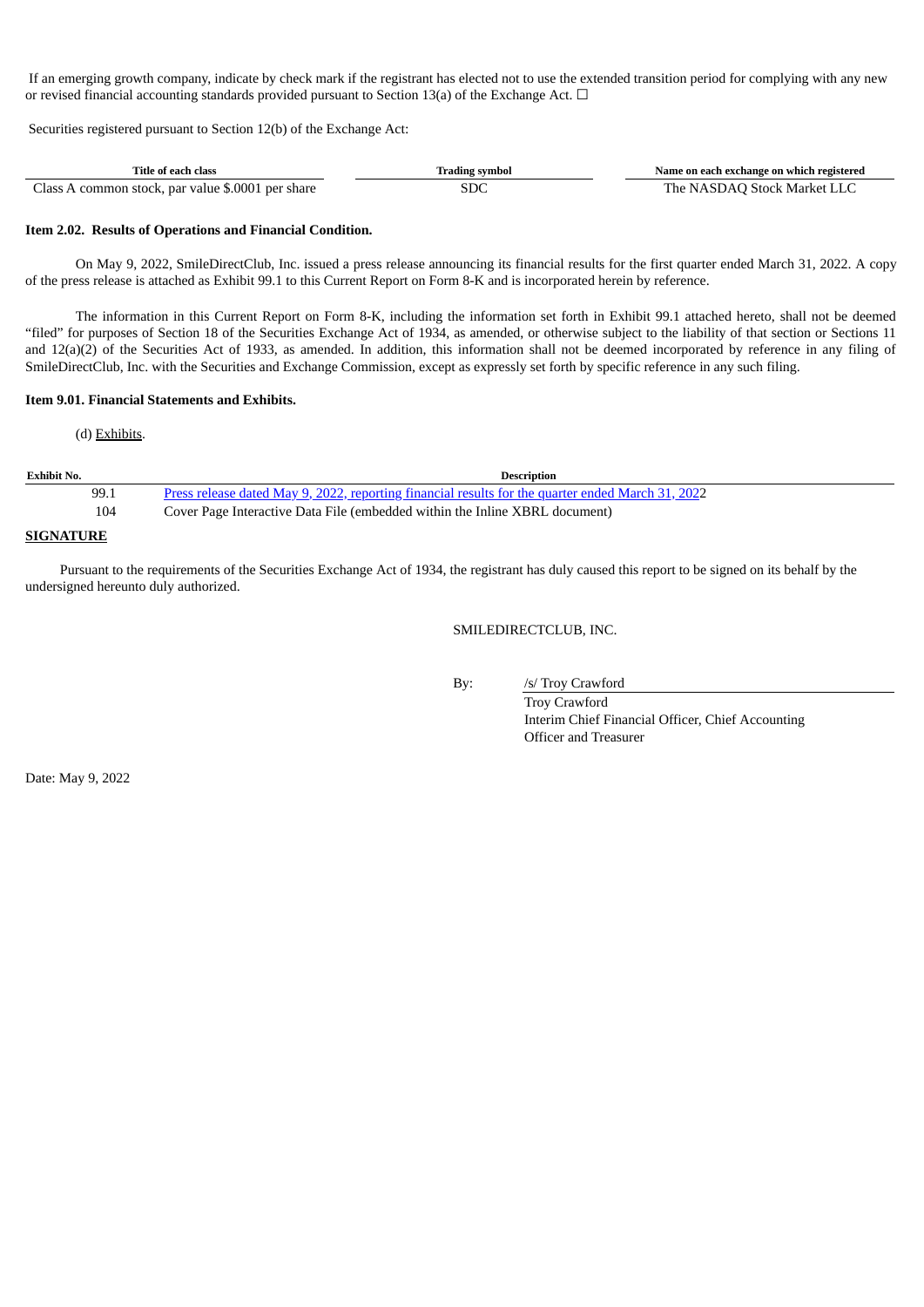If an emerging growth company, indicate by check mark if the registrant has elected not to use the extended transition period for complying with any new or revised financial accounting standards provided pursuant to Section 13(a) of the Exchange Act. ☐

Securities registered pursuant to Section 12(b) of the Exchange Act:

| Title of each class | Trading symbol | Name on each exchange on which registered |
| --- | --- | --- |
| Class A common stock, par value $.0001 per share | SDC | The NASDAQ Stock Market LLC |

**Item 2.02. Results of Operations and Financial Condition.**

On May 9, 2022, SmileDirectClub, Inc. issued a press release announcing its financial results for the first quarter ended March 31, 2022. A copy of the press release is attached as Exhibit 99.1 to this Current Report on Form 8-K and is incorporated herein by reference.

The information in this Current Report on Form 8-K, including the information set forth in Exhibit 99.1 attached hereto, shall not be deemed "filed" for purposes of Section 18 of the Securities Exchange Act of 1934, as amended, or otherwise subject to the liability of that section or Sections 11 and 12(a)(2) of the Securities Act of 1933, as amended. In addition, this information shall not be deemed incorporated by reference in any filing of SmileDirectClub, Inc. with the Securities and Exchange Commission, except as expressly set forth by specific reference in any such filing.

**Item 9.01. Financial Statements and Exhibits.**

(d) Exhibits.

| Exhibit No. | Description |
| --- | --- |
| 99.1 | Press release dated May 9, 2022, reporting financial results for the quarter ended March 31, 2022 |
| 104 | Cover Page Interactive Data File (embedded within the Inline XBRL document) |

**SIGNATURE**

Pursuant to the requirements of the Securities Exchange Act of 1934, the registrant has duly caused this report to be signed on its behalf by the undersigned hereunto duly authorized.

SMILEDIRECTCLUB, INC.

By: /s/ Troy Crawford
Troy Crawford
Interim Chief Financial Officer, Chief Accounting Officer and Treasurer

Date: May 9, 2022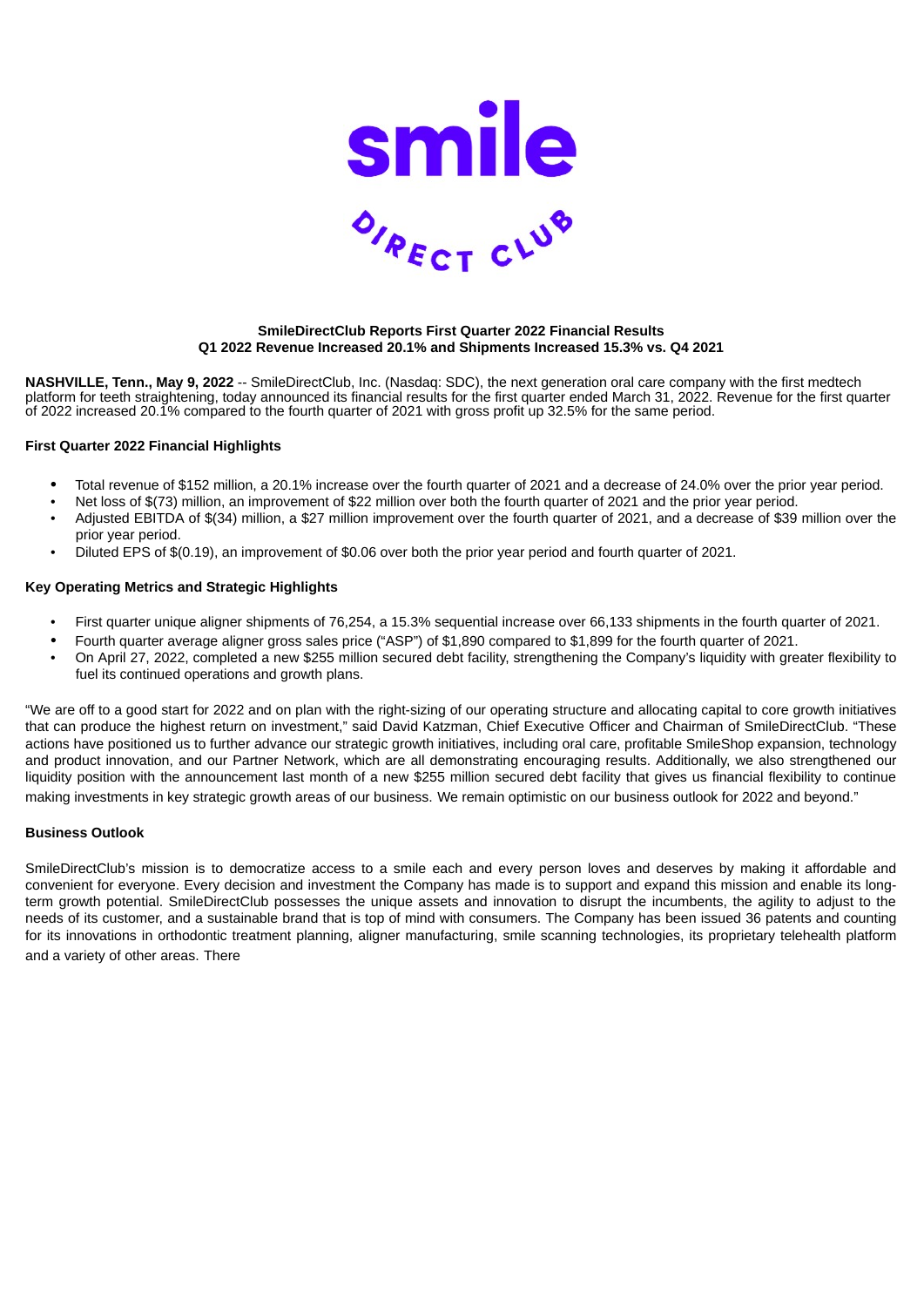**SmileDirectClub Reports First Quarter 2022 Financial Results**
**Q1 2022 Revenue Increased 20.1% and Shipments Increased 15.3% vs. Q4 2021**

**NASHVILLE, Tenn., May 9, 2022** -- SmileDirectClub, Inc. (Nasdaq: SDC), the next generation oral care company with the first medtech platform for teeth straightening, today announced its financial results for the first quarter ended March 31, 2022. Revenue for the first quarter of 2022 increased 20.1% compared to the fourth quarter of 2021 with gross profit up 32.5% for the same period.

**First Quarter 2022 Financial Highlights**

- Total revenue of $152 million, a 20.1% increase over the fourth quarter of 2021 and a decrease of 24.0% over the prior year period.
- Net loss of $(73) million, an improvement of $22 million over both the fourth quarter of 2021 and the prior year period.
- Adjusted EBITDA of $(34) million, a $27 million improvement over the fourth quarter of 2021, and a decrease of $39 million over the prior year period.
- Diluted EPS of $(0.19), an improvement of $0.06 over both the prior year period and fourth quarter of 2021.

**Key Operating Metrics and Strategic Highlights**

- First quarter unique aligner shipments of 76,254, a 15.3% sequential increase over 66,133 shipments in the fourth quarter of 2021.
- Fourth quarter average aligner gross sales price ("ASP") of $1,890 compared to $1,899 for the fourth quarter of 2021.
- On April 27, 2022, completed a new $255 million secured debt facility, strengthening the Company's liquidity with greater flexibility to fuel its continued operations and growth plans.

"We are off to a good start for 2022 and on plan with the right-sizing of our operating structure and allocating capital to core growth initiatives that can produce the highest return on investment," said David Katzman, Chief Executive Officer and Chairman of SmileDirectClub. "These actions have positioned us to further advance our strategic growth initiatives, including oral care, profitable SmileShop expansion, technology and product innovation, and our Partner Network, which are all demonstrating encouraging results. Additionally, we also strengthened our liquidity position with the announcement last month of a new $255 million secured debt facility that gives us financial flexibility to continue making investments in key strategic growth areas of our business. We remain optimistic on our business outlook for 2022 and beyond."

**Business Outlook**

SmileDirectClub's mission is to democratize access to a smile each and every person loves and deserves by making it affordable and convenient for everyone. Every decision and investment the Company has made is to support and expand this mission and enable its long-term growth potential. SmileDirectClub possesses the unique assets and innovation to disrupt the incumbents, the agility to adjust to the needs of its customer, and a sustainable brand that is top of mind with consumers. The Company has been issued 36 patents and counting for its innovations in orthodontic treatment planning, aligner manufacturing, smile scanning technologies, its proprietary telehealth platform and a variety of other areas. There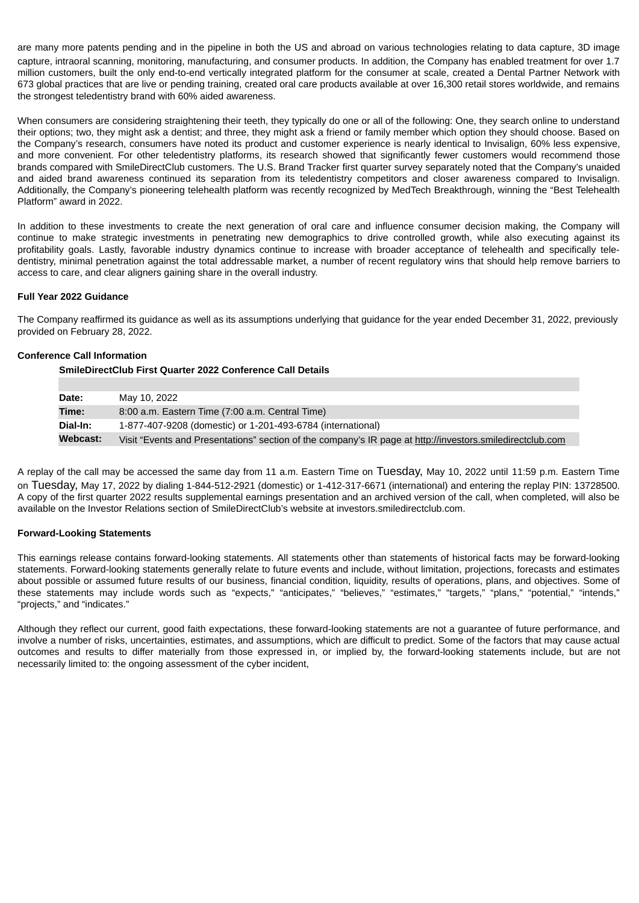are many more patents pending and in the pipeline in both the US and abroad on various technologies relating to data capture, 3D image capture, intraoral scanning, monitoring, manufacturing, and consumer products. In addition, the Company has enabled treatment for over 1.7 million customers, built the only end-to-end vertically integrated platform for the consumer at scale, created a Dental Partner Network with 673 global practices that are live or pending training, created oral care products available at over 16,300 retail stores worldwide, and remains the strongest teledentistry brand with 60% aided awareness.

When consumers are considering straightening their teeth, they typically do one or all of the following: One, they search online to understand their options; two, they might ask a dentist; and three, they might ask a friend or family member which option they should choose. Based on the Company's research, consumers have noted its product and customer experience is nearly identical to Invisalign, 60% less expensive, and more convenient. For other teledentistry platforms, its research showed that significantly fewer customers would recommend those brands compared with SmileDirectClub customers. The U.S. Brand Tracker first quarter survey separately noted that the Company's unaided and aided brand awareness continued its separation from its teledentistry competitors and closer awareness compared to Invisalign. Additionally, the Company's pioneering telehealth platform was recently recognized by MedTech Breakthrough, winning the "Best Telehealth Platform" award in 2022.

In addition to these investments to create the next generation of oral care and influence consumer decision making, the Company will continue to make strategic investments in penetrating new demographics to drive controlled growth, while also executing against its profitability goals. Lastly, favorable industry dynamics continue to increase with broader acceptance of telehealth and specifically teledentistry, minimal penetration against the total addressable market, a number of recent regulatory wins that should help remove barriers to access to care, and clear aligners gaining share in the overall industry.

**Full Year 2022 Guidance**

The Company reaffirmed its guidance as well as its assumptions underlying that guidance for the year ended December 31, 2022, previously provided on February 28, 2022.

**Conference Call Information**

**SmileDirectClub First Quarter 2022 Conference Call Details**

| | |
|---|---|
| **Date:** | May 10, 2022 |
| **Time:** | 8:00 a.m. Eastern Time (7:00 a.m. Central Time) |
| **Dial-In:** | 1-877-407-9208 (domestic) or 1-201-493-6784 (international) |
| **Webcast:** | Visit "Events and Presentations" section of the company's IR page at http://investors.smiledirectclub.com |

A replay of the call may be accessed the same day from 11 a.m. Eastern Time on Tuesday, May 10, 2022 until 11:59 p.m. Eastern Time on Tuesday, May 17, 2022 by dialing 1-844-512-2921 (domestic) or 1-412-317-6671 (international) and entering the replay PIN: 13728500. A copy of the first quarter 2022 results supplemental earnings presentation and an archived version of the call, when completed, will also be available on the Investor Relations section of SmileDirectClub's website at investors.smiledirectclub.com.

**Forward-Looking Statements**

This earnings release contains forward-looking statements. All statements other than statements of historical facts may be forward-looking statements. Forward-looking statements generally relate to future events and include, without limitation, projections, forecasts and estimates about possible or assumed future results of our business, financial condition, liquidity, results of operations, plans, and objectives. Some of these statements may include words such as "expects," "anticipates," "believes," "estimates," "targets," "plans," "potential," "intends," "projects," and "indicates."

Although they reflect our current, good faith expectations, these forward-looking statements are not a guarantee of future performance, and involve a number of risks, uncertainties, estimates, and assumptions, which are difficult to predict. Some of the factors that may cause actual outcomes and results to differ materially from those expressed in, or implied by, the forward-looking statements include, but are not necessarily limited to: the ongoing assessment of the cyber incident,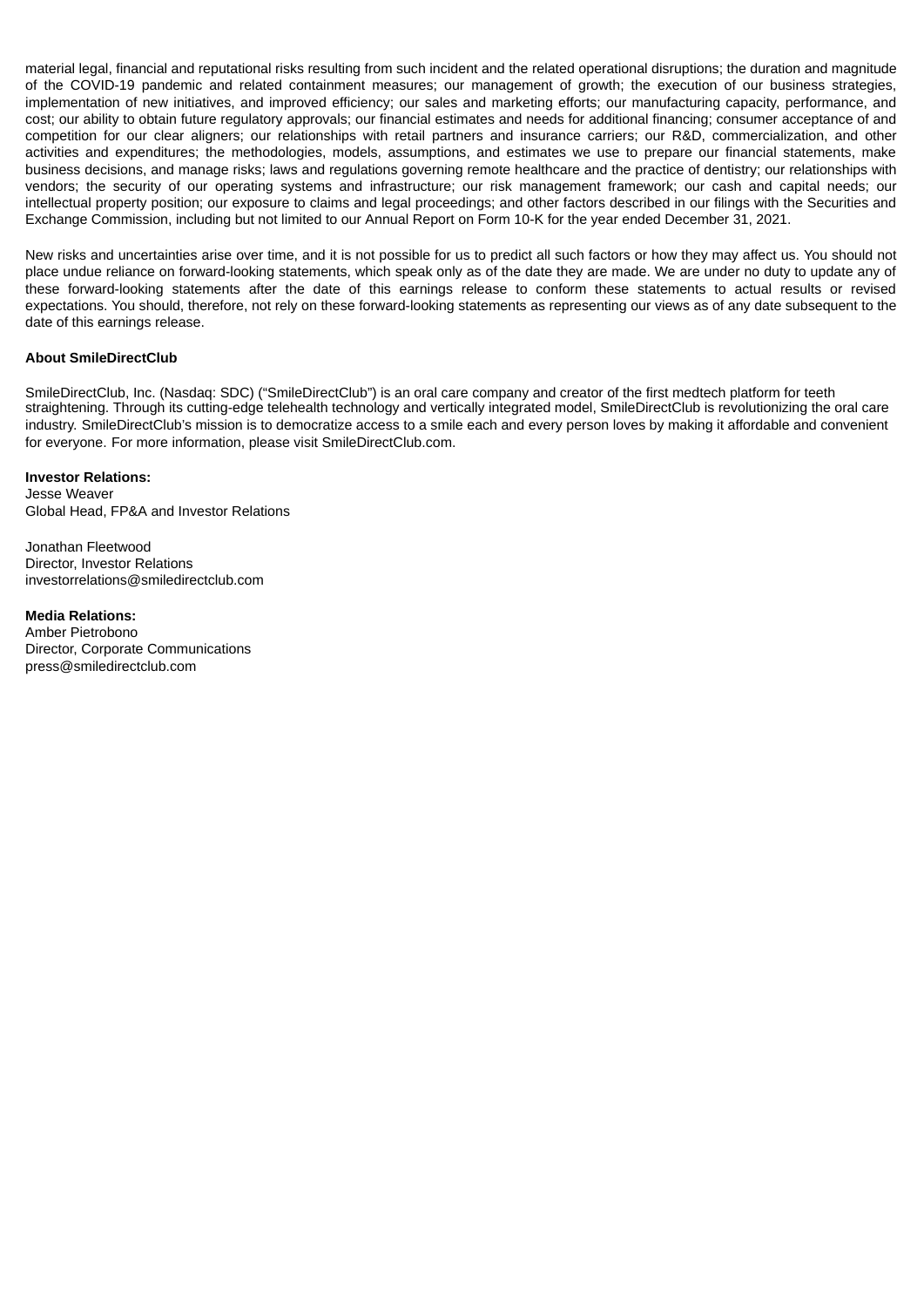material legal, financial and reputational risks resulting from such incident and the related operational disruptions; the duration and magnitude of the COVID-19 pandemic and related containment measures; our management of growth; the execution of our business strategies, implementation of new initiatives, and improved efficiency; our sales and marketing efforts; our manufacturing capacity, performance, and cost; our ability to obtain future regulatory approvals; our financial estimates and needs for additional financing; consumer acceptance of and competition for our clear aligners; our relationships with retail partners and insurance carriers; our R&D, commercialization, and other activities and expenditures; the methodologies, models, assumptions, and estimates we use to prepare our financial statements, make business decisions, and manage risks; laws and regulations governing remote healthcare and the practice of dentistry; our relationships with vendors; the security of our operating systems and infrastructure; our risk management framework; our cash and capital needs; our intellectual property position; our exposure to claims and legal proceedings; and other factors described in our filings with the Securities and Exchange Commission, including but not limited to our Annual Report on Form 10-K for the year ended December 31, 2021.

New risks and uncertainties arise over time, and it is not possible for us to predict all such factors or how they may affect us. You should not place undue reliance on forward-looking statements, which speak only as of the date they are made. We are under no duty to update any of these forward-looking statements after the date of this earnings release to conform these statements to actual results or revised expectations. You should, therefore, not rely on these forward-looking statements as representing our views as of any date subsequent to the date of this earnings release.

**About SmileDirectClub**

SmileDirectClub, Inc. (Nasdaq: SDC) (“SmileDirectClub”) is an oral care company and creator of the first medtech platform for teeth straightening. Through its cutting-edge telehealth technology and vertically integrated model, SmileDirectClub is revolutionizing the oral care industry. SmileDirectClub’s mission is to democratize access to a smile each and every person loves by making it affordable and convenient for everyone. For more information, please visit SmileDirectClub.com.

**Investor Relations:**
Jesse Weaver
Global Head, FP&A and Investor Relations

Jonathan Fleetwood
Director, Investor Relations
investorrelations@smiledirectclub.com

**Media Relations:**
Amber Pietrobono
Director, Corporate Communications
press@smiledirectclub.com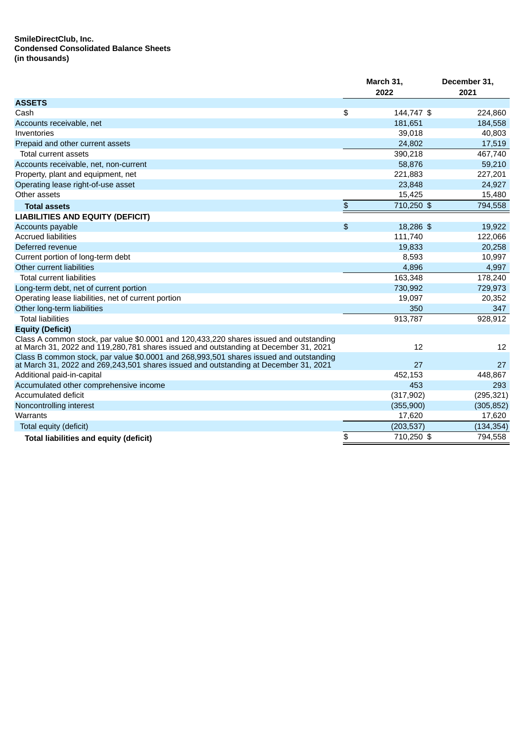**SmileDirectClub, Inc.**
**Condensed Consolidated Balance Sheets**
**(in thousands)**

| | March 31, 2022 | December 31, 2021 |
|---|---|---|
| **ASSETS** | | |
| Cash | $ 144,747 | $ 224,860 |
| Accounts receivable, net | 181,651 | 184,558 |
| Inventories | 39,018 | 40,803 |
| Prepaid and other current assets | 24,802 | 17,519 |
| Total current assets | 390,218 | 467,740 |
| Accounts receivable, net, non-current | 58,876 | 59,210 |
| Property, plant and equipment, net | 221,883 | 227,201 |
| Operating lease right-of-use asset | 23,848 | 24,927 |
| Other assets | 15,425 | 15,480 |
| **Total assets** | $ 710,250 | $ 794,558 |
| **LIABILITIES AND EQUITY (DEFICIT)** | | |
| Accounts payable | $ 18,286 | $ 19,922 |
| Accrued liabilities | 111,740 | 122,066 |
| Deferred revenue | 19,833 | 20,258 |
| Current portion of long-term debt | 8,593 | 10,997 |
| Other current liabilities | 4,896 | 4,997 |
| Total current liabilities | 163,348 | 178,240 |
| Long-term debt, net of current portion | 730,992 | 729,973 |
| Operating lease liabilities, net of current portion | 19,097 | 20,352 |
| Other long-term liabilities | 350 | 347 |
| Total liabilities | 913,787 | 928,912 |
| **Equity (Deficit)** | | |
| Class A common stock, par value $0.0001 and 120,433,220 shares issued and outstanding at March 31, 2022 and 119,280,781 shares issued and outstanding at December 31, 2021 | 12 | 12 |
| Class B common stock, par value $0.0001 and 268,993,501 shares issued and outstanding at March 31, 2022 and 269,243,501 shares issued and outstanding at December 31, 2021 | 27 | 27 |
| Additional paid-in-capital | 452,153 | 448,867 |
| Accumulated other comprehensive income | 453 | 293 |
| Accumulated deficit | (317,902) | (295,321) |
| Noncontrolling interest | (355,900) | (305,852) |
| Warrants | 17,620 | 17,620 |
| Total equity (deficit) | (203,537) | (134,354) |
| **Total liabilities and equity (deficit)** | $ 710,250 | $ 794,558 |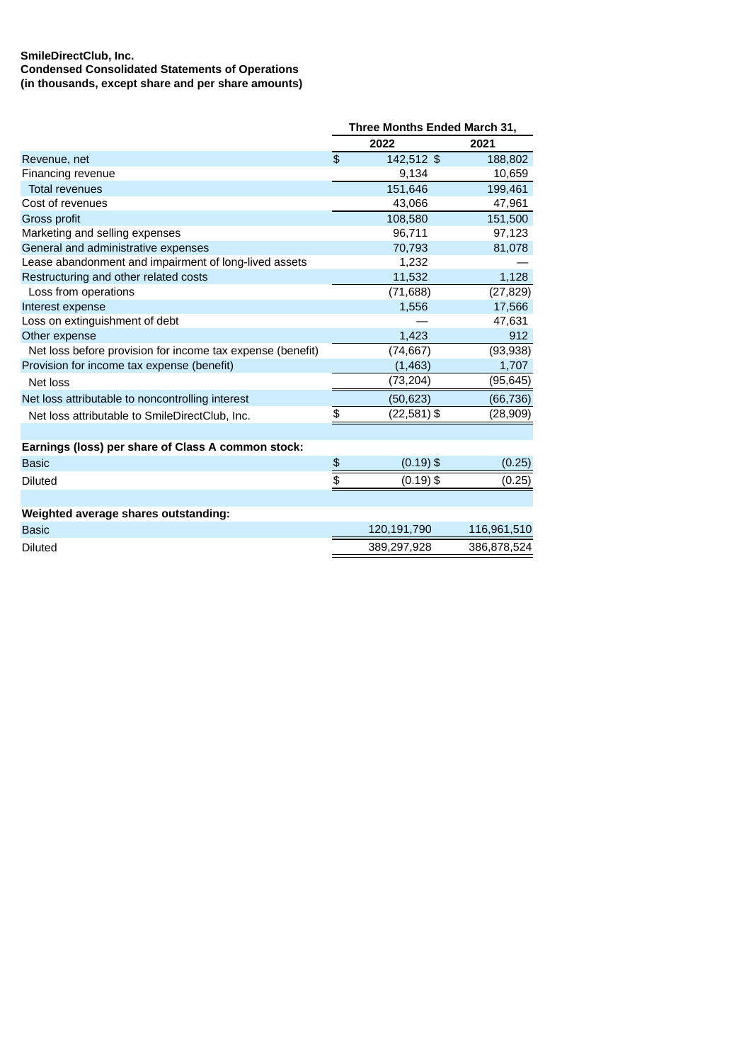**SmileDirectClub, Inc.**
**Condensed Consolidated Statements of Operations**
**(in thousands, except share and per share amounts)**

| | Three Months Ended March 31, | |
|---|---|---|
| | 2022 | 2021 |
| Revenue, net | $ 142,512 | $ 188,802 |
| Financing revenue | 9,134 | 10,659 |
| Total revenues | 151,646 | 199,461 |
| Cost of revenues | 43,066 | 47,961 |
| Gross profit | 108,580 | 151,500 |
| Marketing and selling expenses | 96,711 | 97,123 |
| General and administrative expenses | 70,793 | 81,078 |
| Lease abandonment and impairment of long-lived assets | 1,232 | — |
| Restructuring and other related costs | 11,532 | 1,128 |
| Loss from operations | (71,688) | (27,829) |
| Interest expense | 1,556 | 17,566 |
| Loss on extinguishment of debt | — | 47,631 |
| Other expense | 1,423 | 912 |
| Net loss before provision for income tax expense (benefit) | (74,667) | (93,938) |
| Provision for income tax expense (benefit) | (1,463) | 1,707 |
| Net loss | (73,204) | (95,645) |
| Net loss attributable to noncontrolling interest | (50,623) | (66,736) |
| Net loss attributable to SmileDirectClub, Inc. | $ (22,581) | $ (28,909) |
| | | |
| **Earnings (loss) per share of Class A common stock:** | | |
| Basic | $ (0.19) | $ (0.25) |
| Diluted | $ (0.19) | $ (0.25) |
| | | |
| **Weighted average shares outstanding:** | | |
| Basic | 120,191,790 | 116,961,510 |
| Diluted | 389,297,928 | 386,878,524 |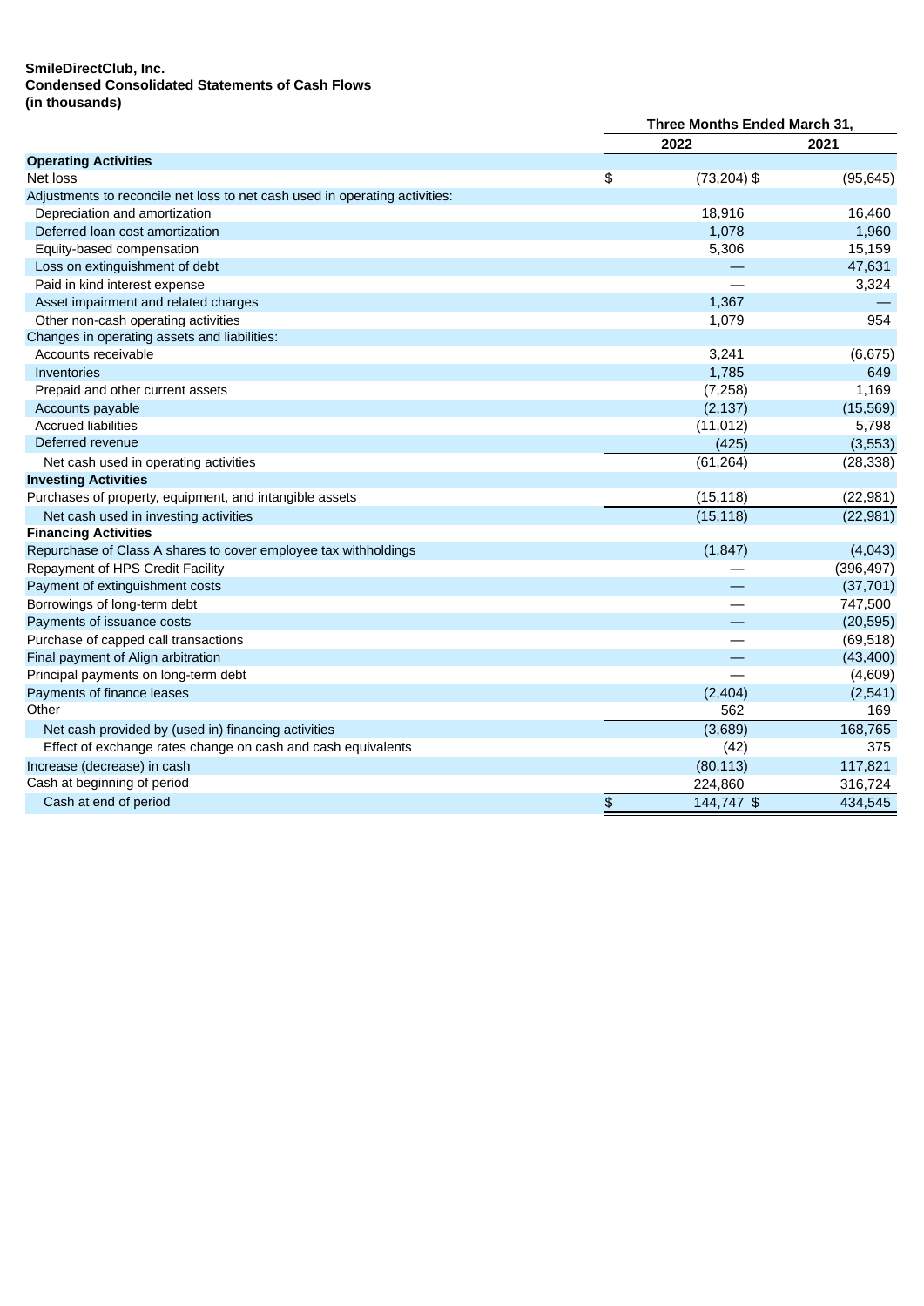**SmileDirectClub, Inc.**
**Condensed Consolidated Statements of Cash Flows**
**(in thousands)**

| | Three Months Ended March 31, | |
|---|---|---|
| | 2022 | 2021 |
| **Operating Activities** | | |
| Net loss | $ (73,204) | $ (95,645) |
| Adjustments to reconcile net loss to net cash used in operating activities: | | |
| Depreciation and amortization | 18,916 | 16,460 |
| Deferred loan cost amortization | 1,078 | 1,960 |
| Equity-based compensation | 5,306 | 15,159 |
| Loss on extinguishment of debt | — | 47,631 |
| Paid in kind interest expense | — | 3,324 |
| Asset impairment and related charges | 1,367 | — |
| Other non-cash operating activities | 1,079 | 954 |
| Changes in operating assets and liabilities: | | |
| Accounts receivable | 3,241 | (6,675) |
| Inventories | 1,785 | 649 |
| Prepaid and other current assets | (7,258) | 1,169 |
| Accounts payable | (2,137) | (15,569) |
| Accrued liabilities | (11,012) | 5,798 |
| Deferred revenue | (425) | (3,553) |
| Net cash used in operating activities | (61,264) | (28,338) |
| **Investing Activities** | | |
| Purchases of property, equipment, and intangible assets | (15,118) | (22,981) |
| Net cash used in investing activities | (15,118) | (22,981) |
| **Financing Activities** | | |
| Repurchase of Class A shares to cover employee tax withholdings | (1,847) | (4,043) |
| Repayment of HPS Credit Facility | — | (396,497) |
| Payment of extinguishment costs | — | (37,701) |
| Borrowings of long-term debt | — | 747,500 |
| Payments of issuance costs | — | (20,595) |
| Purchase of capped call transactions | — | (69,518) |
| Final payment of Align arbitration | — | (43,400) |
| Principal payments on long-term debt | — | (4,609) |
| Payments of finance leases | (2,404) | (2,541) |
| Other | 562 | 169 |
| Net cash provided by (used in) financing activities | (3,689) | 168,765 |
| Effect of exchange rates change on cash and cash equivalents | (42) | 375 |
| Increase (decrease) in cash | (80,113) | 117,821 |
| Cash at beginning of period | 224,860 | 316,724 |
| Cash at end of period | $ 144,747 | $ 434,545 |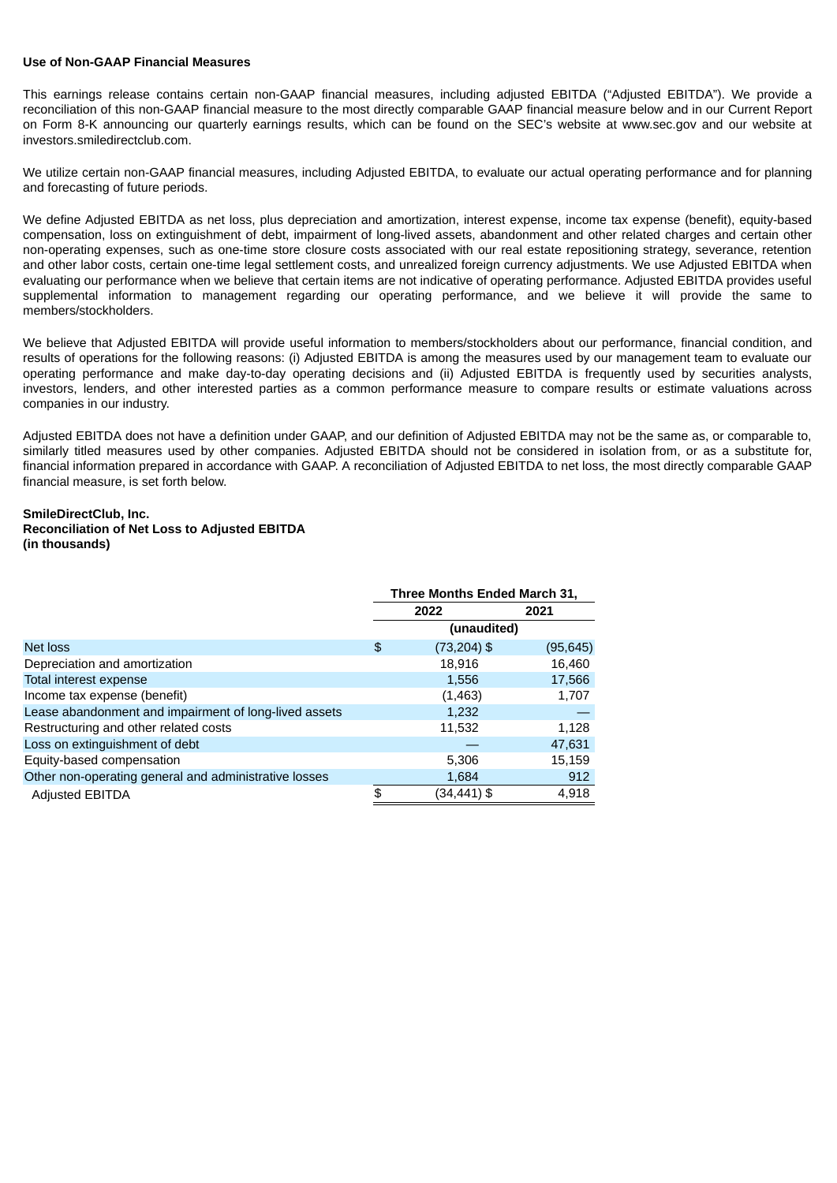**Use of Non-GAAP Financial Measures**

This earnings release contains certain non-GAAP financial measures, including adjusted EBITDA ("Adjusted EBITDA"). We provide a reconciliation of this non-GAAP financial measure to the most directly comparable GAAP financial measure below and in our Current Report on Form 8-K announcing our quarterly earnings results, which can be found on the SEC's website at www.sec.gov and our website at investors.smiledirectclub.com.

We utilize certain non-GAAP financial measures, including Adjusted EBITDA, to evaluate our actual operating performance and for planning and forecasting of future periods.

We define Adjusted EBITDA as net loss, plus depreciation and amortization, interest expense, income tax expense (benefit), equity-based compensation, loss on extinguishment of debt, impairment of long-lived assets, abandonment and other related charges and certain other non-operating expenses, such as one-time store closure costs associated with our real estate repositioning strategy, severance, retention and other labor costs, certain one-time legal settlement costs, and unrealized foreign currency adjustments. We use Adjusted EBITDA when evaluating our performance when we believe that certain items are not indicative of operating performance. Adjusted EBITDA provides useful supplemental information to management regarding our operating performance, and we believe it will provide the same to members/stockholders.

We believe that Adjusted EBITDA will provide useful information to members/stockholders about our performance, financial condition, and results of operations for the following reasons: (i) Adjusted EBITDA is among the measures used by our management team to evaluate our operating performance and make day-to-day operating decisions and (ii) Adjusted EBITDA is frequently used by securities analysts, investors, lenders, and other interested parties as a common performance measure to compare results or estimate valuations across companies in our industry.

Adjusted EBITDA does not have a definition under GAAP, and our definition of Adjusted EBITDA may not be the same as, or comparable to, similarly titled measures used by other companies. Adjusted EBITDA should not be considered in isolation from, or as a substitute for, financial information prepared in accordance with GAAP. A reconciliation of Adjusted EBITDA to net loss, the most directly comparable GAAP financial measure, is set forth below.

**SmileDirectClub, Inc.**
**Reconciliation of Net Loss to Adjusted EBITDA**
**(in thousands)**

| | Three Months Ended March 31, | |
|---|---|---|
| | 2022 | 2021 |
| | (unaudited) | |
| Net loss | $ (73,204) | $ (95,645) |
| Depreciation and amortization | 18,916 | 16,460 |
| Total interest expense | 1,556 | 17,566 |
| Income tax expense (benefit) | (1,463) | 1,707 |
| Lease abandonment and impairment of long-lived assets | 1,232 | — |
| Restructuring and other related costs | 11,532 | 1,128 |
| Loss on extinguishment of debt | — | 47,631 |
| Equity-based compensation | 5,306 | 15,159 |
| Other non-operating general and administrative losses | 1,684 | 912 |
| Adjusted EBITDA | $ (34,441) | $ 4,918 |